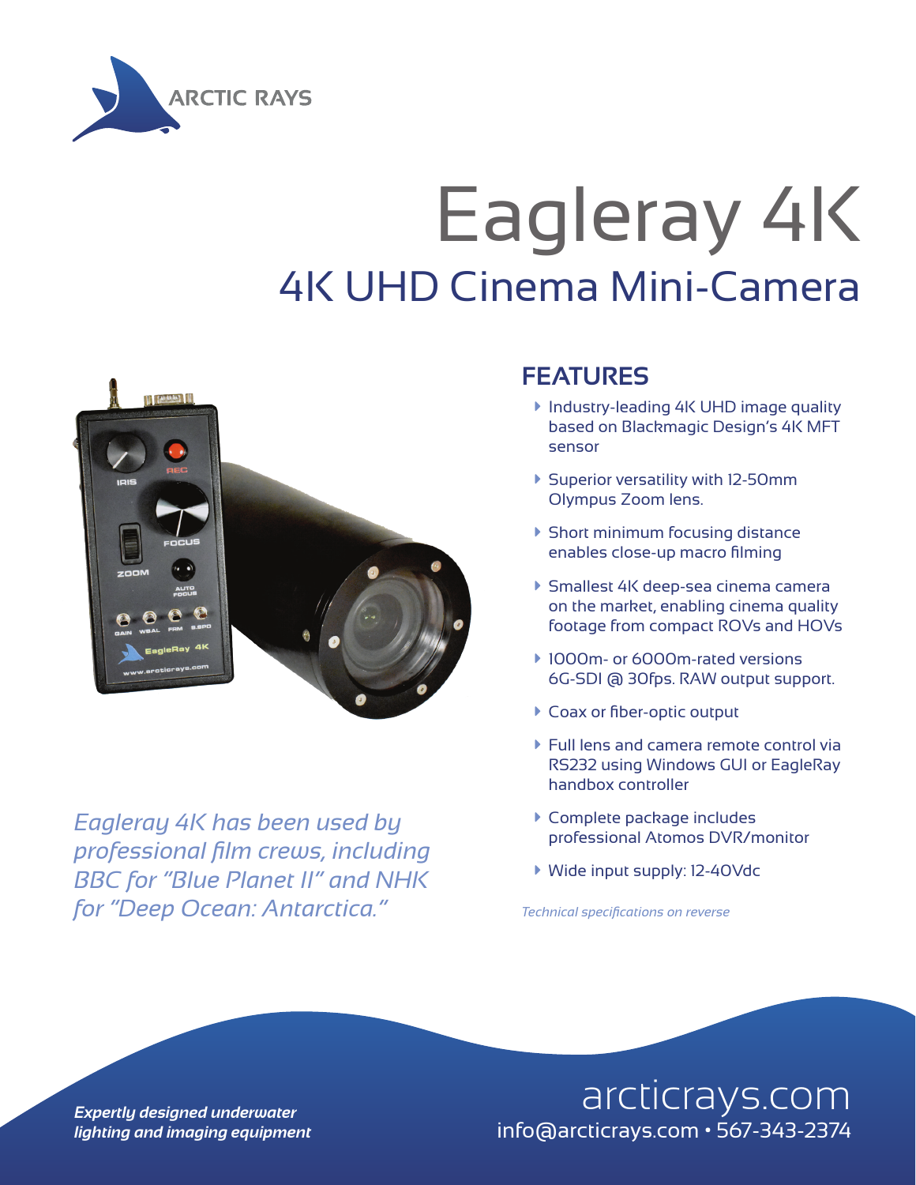ARCTIC RAYS

# Eagleray 4K

## 4K UHD Cinema Mini-Camera

*Eagleray 4K has been used by professional film crews, including BBC for "Blue Planet II" and NHK for "Deep Ocean: Antarctica."*

## FEATURES

- Industry-leading 4K UHD image quality based on Blackmagic Design's 4K MFT sensor
- Superior versatility with 12-50mm Olympus Zoom lens.
- Short minimum focusing distance enables close-up macro filming
- Smallest 4K deep-sea cinema camera on the market, enabling cinema quality footage from compact ROVs and HOVs
- 1000m- or 6000m-rated versions 6G-SDI @ 30fps. RAW output support.
- Coax or fiber-optic output
- Full lens and camera remote control via RS232 using Windows GUI or EagleRay handbox controller
- Complete package includes professional Atomos DVR/monitor
- Wide input supply: 12-40Vdc

*Technical specifications on reverse*

***Expertly designed underwater lighting and imaging equipment***

arcticrays.com
info@arcticrays.com • 567-343-2374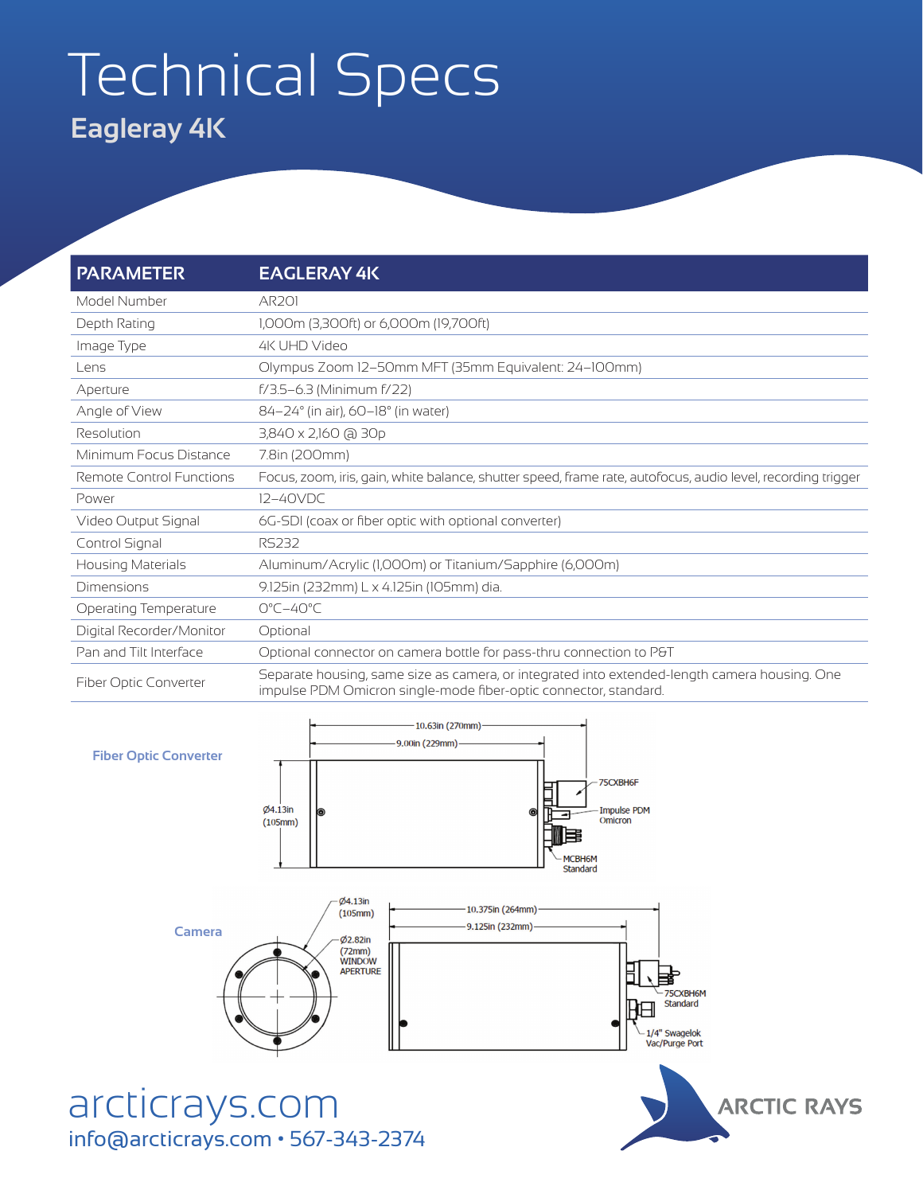# Technical Specs

## Eagleray 4K

| PARAMETER | EAGLERAY 4K |
|---|---|
| Model Number | AR201 |
| Depth Rating | 1,000m (3,300ft) or 6,000m (19,700ft) |
| Image Type | 4K UHD Video |
| Lens | Olympus Zoom 12–50mm MFT (35mm Equivalent: 24–100mm) |
| Aperture | f/3.5–6.3 (Minimum f/22) |
| Angle of View | 84–24° (in air), 60–18° (in water) |
| Resolution | 3,840 x 2,160 @ 30p |
| Minimum Focus Distance | 7.8in (200mm) |
| Remote Control Functions | Focus, zoom, iris, gain, white balance, shutter speed, frame rate, autofocus, audio level, recording trigger |
| Power | 12–40VDC |
| Video Output Signal | 6G-SDI (coax or fiber optic with optional converter) |
| Control Signal | RS232 |
| Housing Materials | Aluminum/Acrylic (1,000m) or Titanium/Sapphire (6,000m) |
| Dimensions | 9.125in (232mm) L x 4.125in (105mm) dia. |
| Operating Temperature | 0°C–40°C |
| Digital Recorder/Monitor | Optional |
| Pan and Tilt Interface | Optional connector on camera bottle for pass-thru connection to P&T |
| Fiber Optic Converter | Separate housing, same size as camera, or integrated into extended-length camera housing. One impulse PDM Omicron single-mode fiber-optic connector, standard. |

**Fiber Optic Converter**

10.63in (270mm)
9.00in (229mm)
Ø4.13in (105mm)
75CXBH6F
Impulse PDM Omicron
MCBH6M Standard

**Camera**

Ø4.13in (105mm)
Ø2.82in (72mm) WINDOW APERTURE
10.375in (264mm)
9.125in (232mm)
75CXBH6M Standard
1/4" Swagelok Vac/Purge Port

arcticrays.com
info@arcticrays.com • 567-343-2374

ARCTIC RAYS